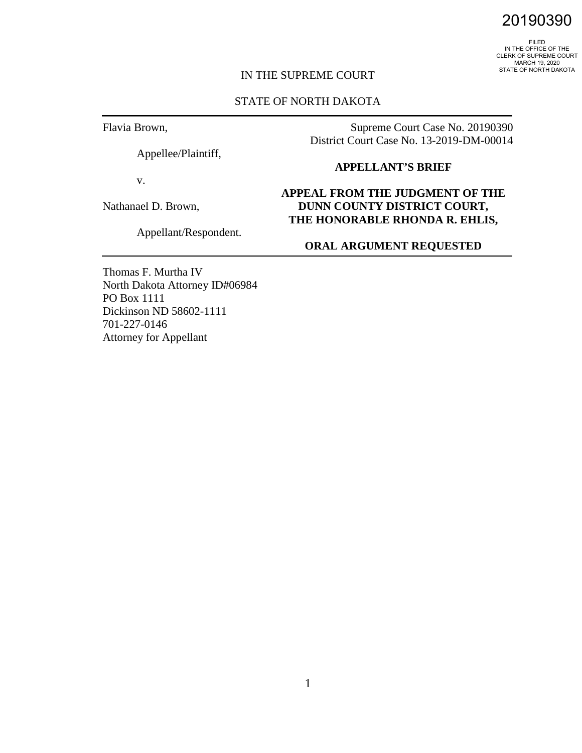20190390

FILED
IN THE OFFICE OF THE
CLERK OF SUPREME COURT
MARCH 19, 2020
STATE OF NORTH DAKOTA

IN THE SUPREME COURT

STATE OF NORTH DAKOTA

---

Flavia Brown,

Appellee/Plaintiff,

v.

Nathanael D. Brown,

Appellant/Respondent.

Supreme Court Case No. 20190390
District Court Case No. 13-2019-DM-00014

**APPELLANT'S BRIEF**

**APPEAL FROM THE JUDGMENT OF THE DUNN COUNTY DISTRICT COURT, THE HONORABLE RHONDA R. EHLIS,**

**ORAL ARGUMENT REQUESTED**

---

Thomas F. Murtha IV
North Dakota Attorney ID#06984
PO Box 1111
Dickinson ND 58602-1111
701-227-0146
Attorney for Appellant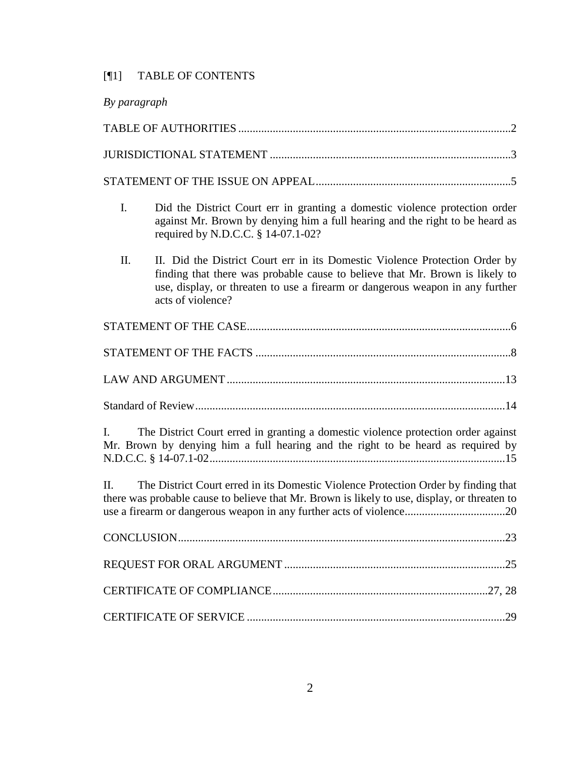[¶1] TABLE OF CONTENTS

*By paragraph*

TABLE OF AUTHORITIES ..............................................................................................2

JURISDICTIONAL STATEMENT ....................................................................................3

STATEMENT OF THE ISSUE ON APPEAL....................................................................5

I. Did the District Court err in granting a domestic violence protection order against Mr. Brown by denying him a full hearing and the right to be heard as required by N.D.C.C. § 14-07.1-02?

II. II. Did the District Court err in its Domestic Violence Protection Order by finding that there was probable cause to believe that Mr. Brown is likely to use, display, or threaten to use a firearm or dangerous weapon in any further acts of violence?

STATEMENT OF THE CASE............................................................................................6

STATEMENT OF THE FACTS .........................................................................................8

LAW AND ARGUMENT.................................................................................................13

Standard of Review............................................................................................................14

I. The District Court erred in granting a domestic violence protection order against Mr. Brown by denying him a full hearing and the right to be heard as required by N.D.C.C. § 14-07.1-02......................................................................................................15

II. The District Court erred in its Domestic Violence Protection Order by finding that there was probable cause to believe that Mr. Brown is likely to use, display, or threaten to use a firearm or dangerous weapon in any further acts of violence...................................20

CONCLUSION..................................................................................................................23

REQUEST FOR ORAL ARGUMENT .............................................................................25

CERTIFICATE OF COMPLIANCE...........................................................................27, 28

CERTIFICATE OF SERVICE ..........................................................................................29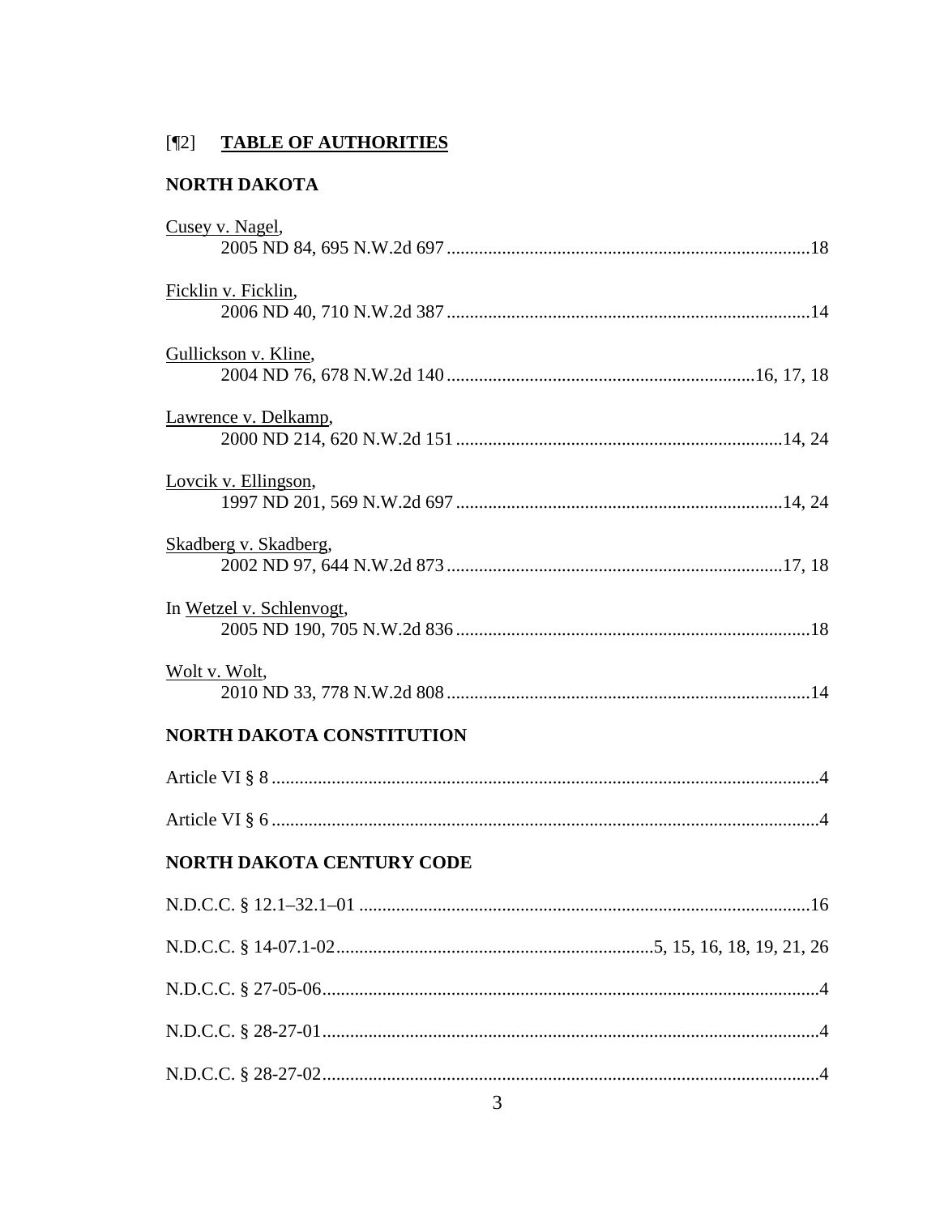[¶2] **TABLE OF AUTHORITIES**

**NORTH DAKOTA**

Cusey v. Nagel,
2005 ND 84, 695 N.W.2d 697 ............................................................................18

Ficklin v. Ficklin,
2006 ND 40, 710 N.W.2d 387 ............................................................................14

Gullickson v. Kline,
2004 ND 76, 678 N.W.2d 140 ..................................................................16, 17, 18

Lawrence v. Delkamp,
2000 ND 214, 620 N.W.2d 151 .....................................................................14, 24

Lovcik v. Ellingson,
1997 ND 201, 569 N.W.2d 697 .....................................................................14, 24

Skadberg v. Skadberg,
2002 ND 97, 644 N.W.2d 873 ........................................................................17, 18

In Wetzel v. Schlenvogt,
2005 ND 190, 705 N.W.2d 836 ............................................................................18

Wolt v. Wolt,
2010 ND 33, 778 N.W.2d 808 ..............................................................................14

**NORTH DAKOTA CONSTITUTION**

Article VI § 8 .......................................................................................................4

Article VI § 6 .......................................................................................................4

**NORTH DAKOTA CENTURY CODE**

N.D.C.C. § 12.1–32.1–01 ...................................................................................16

N.D.C.C. § 14-07.1-02.....................................................................5, 15, 16, 18, 19, 21, 26

N.D.C.C. § 27-05-06...........................................................................................4

N.D.C.C. § 28-27-01...........................................................................................4

N.D.C.C. § 28-27-02...........................................................................................4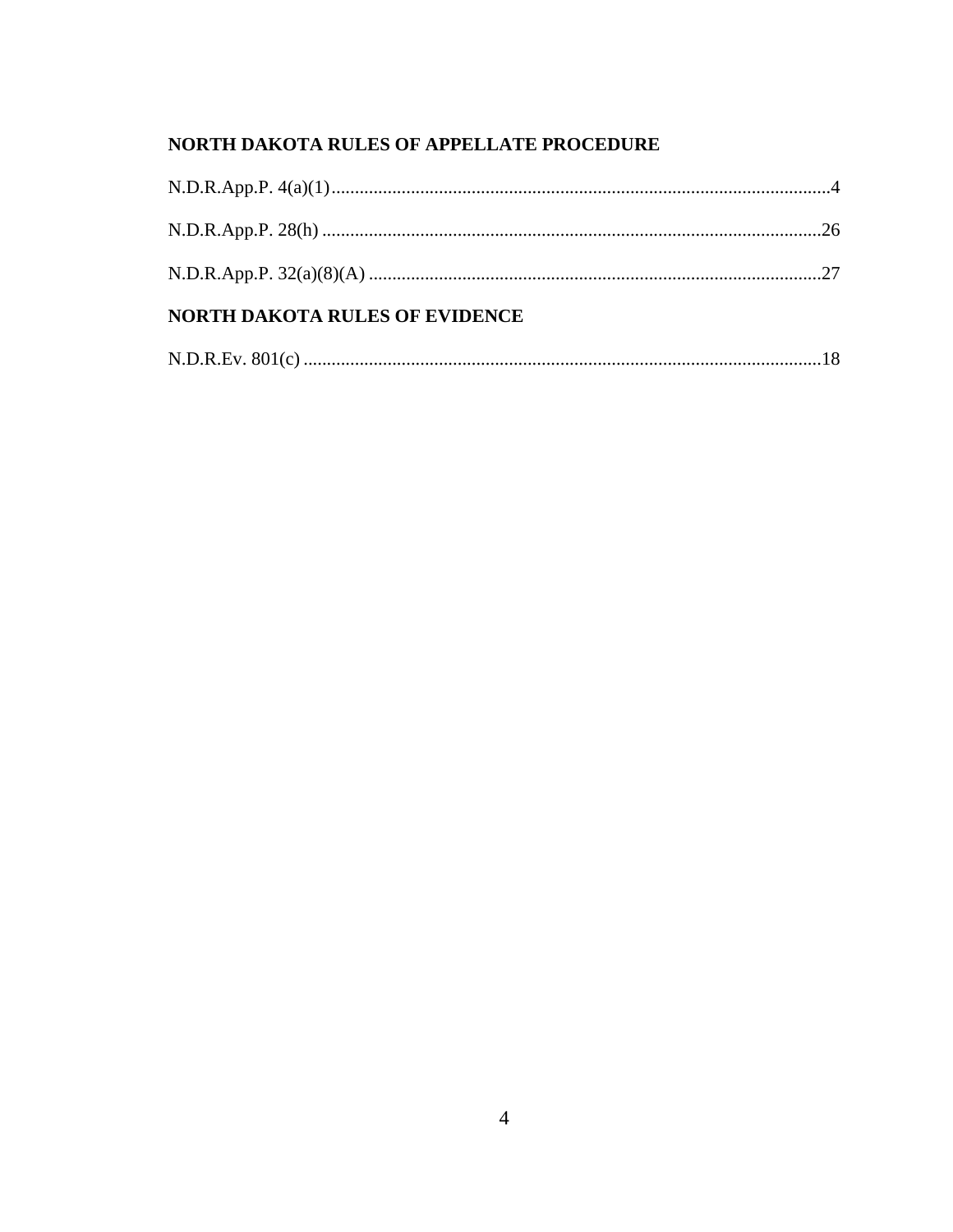## NORTH DAKOTA RULES OF APPELLATE PROCEDURE

N.D.R.App.P. 4(a)(1) ........................................................................................................ 4

N.D.R.App.P. 28(h) ........................................................................................................ 26

N.D.R.App.P. 32(a)(8)(A) ................................................................................................ 27

## NORTH DAKOTA RULES OF EVIDENCE

N.D.R.Ev. 801(c) ............................................................................................................ 18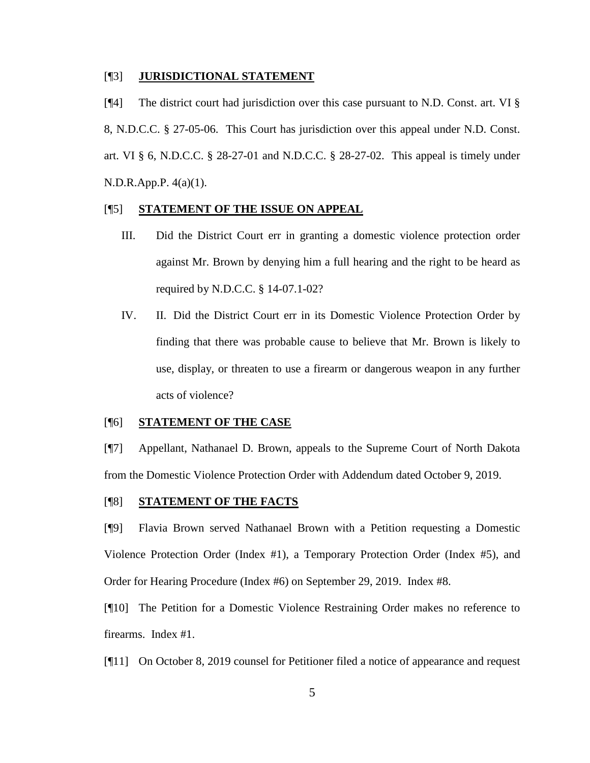[¶3] **JURISDICTIONAL STATEMENT**

[¶4] The district court had jurisdiction over this case pursuant to N.D. Const. art. VI § 8, N.D.C.C. § 27-05-06. This Court has jurisdiction over this appeal under N.D. Const. art. VI § 6, N.D.C.C. § 28-27-01 and N.D.C.C. § 28-27-02. This appeal is timely under N.D.R.App.P. 4(a)(1).

[¶5] **STATEMENT OF THE ISSUE ON APPEAL**

III. Did the District Court err in granting a domestic violence protection order against Mr. Brown by denying him a full hearing and the right to be heard as required by N.D.C.C. § 14-07.1-02?

IV. II. Did the District Court err in its Domestic Violence Protection Order by finding that there was probable cause to believe that Mr. Brown is likely to use, display, or threaten to use a firearm or dangerous weapon in any further acts of violence?

[¶6] **STATEMENT OF THE CASE**

[¶7] Appellant, Nathanael D. Brown, appeals to the Supreme Court of North Dakota from the Domestic Violence Protection Order with Addendum dated October 9, 2019.

[¶8] **STATEMENT OF THE FACTS**

[¶9] Flavia Brown served Nathanael Brown with a Petition requesting a Domestic Violence Protection Order (Index #1), a Temporary Protection Order (Index #5), and Order for Hearing Procedure (Index #6) on September 29, 2019. Index #8.

[¶10] The Petition for a Domestic Violence Restraining Order makes no reference to firearms. Index #1.

[¶11] On October 8, 2019 counsel for Petitioner filed a notice of appearance and request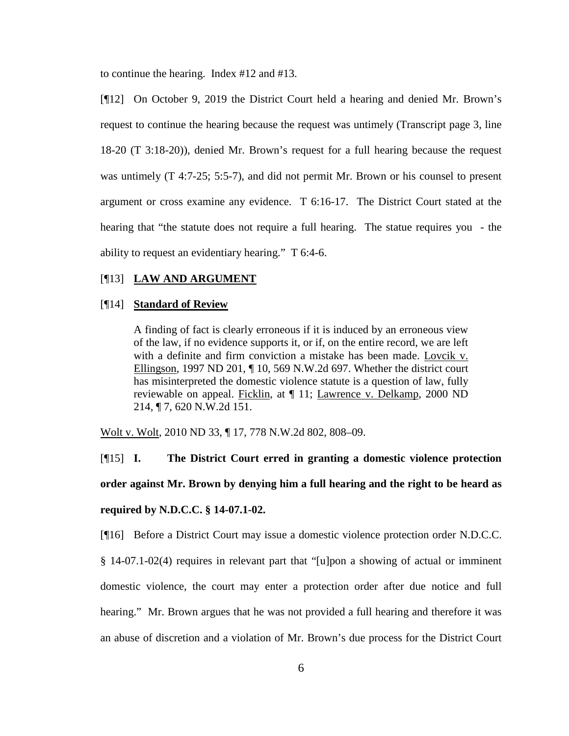to continue the hearing. Index #12 and #13.

[¶12] On October 9, 2019 the District Court held a hearing and denied Mr. Brown's request to continue the hearing because the request was untimely (Transcript page 3, line 18-20 (T 3:18-20)), denied Mr. Brown's request for a full hearing because the request was untimely (T 4:7-25; 5:5-7), and did not permit Mr. Brown or his counsel to present argument or cross examine any evidence. T 6:16-17. The District Court stated at the hearing that "the statute does not require a full hearing. The statue requires you - the ability to request an evidentiary hearing." T 6:4-6.

[¶13] **LAW AND ARGUMENT**

[¶14] **Standard of Review**

> A finding of fact is clearly erroneous if it is induced by an erroneous view of the law, if no evidence supports it, or if, on the entire record, we are left with a definite and firm conviction a mistake has been made. Lovcik v. Ellingson, 1997 ND 201, ¶ 10, 569 N.W.2d 697. Whether the district court has misinterpreted the domestic violence statute is a question of law, fully reviewable on appeal. Ficklin, at ¶ 11; Lawrence v. Delkamp, 2000 ND 214, ¶ 7, 620 N.W.2d 151.

Wolt v. Wolt, 2010 ND 33, ¶ 17, 778 N.W.2d 802, 808–09.

[¶15] **I. The District Court erred in granting a domestic violence protection order against Mr. Brown by denying him a full hearing and the right to be heard as required by N.D.C.C. § 14-07.1-02.**

[¶16] Before a District Court may issue a domestic violence protection order N.D.C.C. § 14-07.1-02(4) requires in relevant part that "[u]pon a showing of actual or imminent domestic violence, the court may enter a protection order after due notice and full hearing." Mr. Brown argues that he was not provided a full hearing and therefore it was an abuse of discretion and a violation of Mr. Brown's due process for the District Court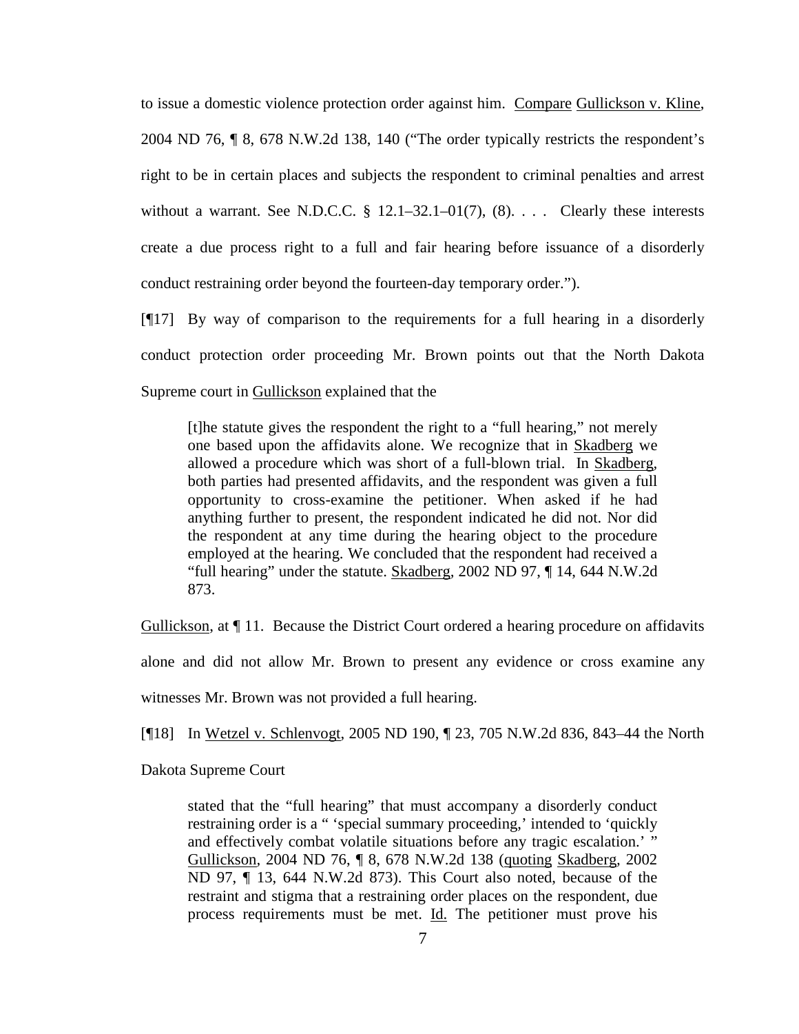to issue a domestic violence protection order against him. Compare Gullickson v. Kline, 2004 ND 76, ¶ 8, 678 N.W.2d 138, 140 ("The order typically restricts the respondent's right to be in certain places and subjects the respondent to criminal penalties and arrest without a warrant. See N.D.C.C. § 12.1–32.1–01(7), (8). . . . Clearly these interests create a due process right to a full and fair hearing before issuance of a disorderly conduct restraining order beyond the fourteen-day temporary order.").

[¶17] By way of comparison to the requirements for a full hearing in a disorderly conduct protection order proceeding Mr. Brown points out that the North Dakota Supreme court in Gullickson explained that the

> [t]he statute gives the respondent the right to a "full hearing," not merely one based upon the affidavits alone. We recognize that in Skadberg we allowed a procedure which was short of a full-blown trial. In Skadberg, both parties had presented affidavits, and the respondent was given a full opportunity to cross-examine the petitioner. When asked if he had anything further to present, the respondent indicated he did not. Nor did the respondent at any time during the hearing object to the procedure employed at the hearing. We concluded that the respondent had received a "full hearing" under the statute. Skadberg, 2002 ND 97, ¶ 14, 644 N.W.2d 873.

Gullickson, at ¶ 11. Because the District Court ordered a hearing procedure on affidavits alone and did not allow Mr. Brown to present any evidence or cross examine any witnesses Mr. Brown was not provided a full hearing.

[¶18] In Wetzel v. Schlenvogt, 2005 ND 190, ¶ 23, 705 N.W.2d 836, 843–44 the North Dakota Supreme Court

> stated that the "full hearing" that must accompany a disorderly conduct restraining order is a " 'special summary proceeding,' intended to 'quickly and effectively combat volatile situations before any tragic escalation.' " Gullickson, 2004 ND 76, ¶ 8, 678 N.W.2d 138 (quoting Skadberg, 2002 ND 97, ¶ 13, 644 N.W.2d 873). This Court also noted, because of the restraint and stigma that a restraining order places on the respondent, due process requirements must be met. Id. The petitioner must prove his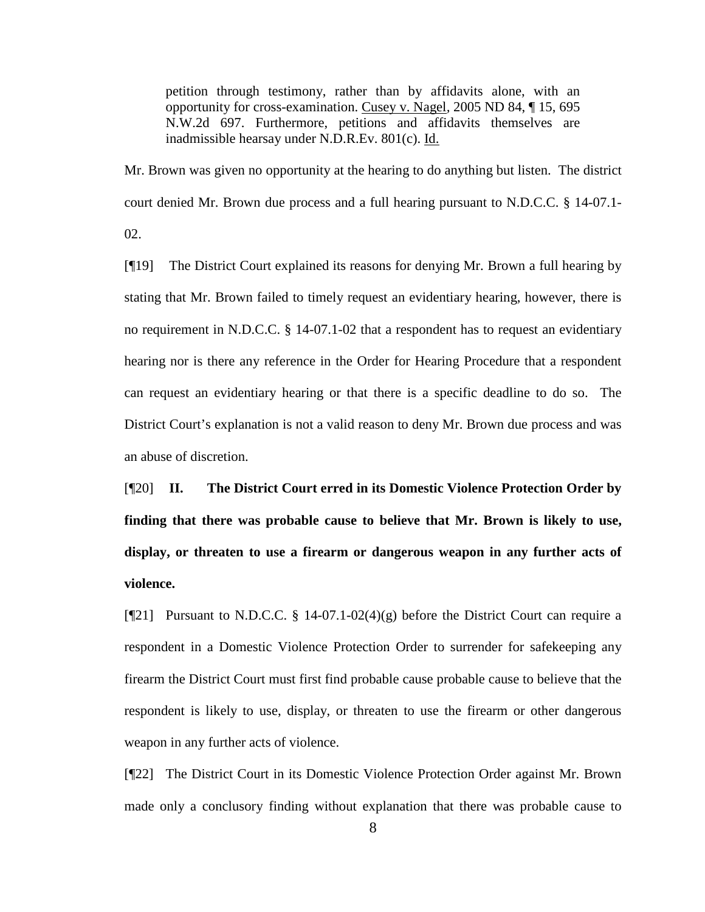> petition through testimony, rather than by affidavits alone, with an opportunity for cross-examination. Cusey v. Nagel, 2005 ND 84, ¶ 15, 695 N.W.2d 697. Furthermore, petitions and affidavits themselves are inadmissible hearsay under N.D.R.Ev. 801(c). Id.

Mr. Brown was given no opportunity at the hearing to do anything but listen. The district court denied Mr. Brown due process and a full hearing pursuant to N.D.C.C. § 14-07.1-02.

[¶19] The District Court explained its reasons for denying Mr. Brown a full hearing by stating that Mr. Brown failed to timely request an evidentiary hearing, however, there is no requirement in N.D.C.C. § 14-07.1-02 that a respondent has to request an evidentiary hearing nor is there any reference in the Order for Hearing Procedure that a respondent can request an evidentiary hearing or that there is a specific deadline to do so. The District Court's explanation is not a valid reason to deny Mr. Brown due process and was an abuse of discretion.

[¶20] **II. The District Court erred in its Domestic Violence Protection Order by finding that there was probable cause to believe that Mr. Brown is likely to use, display, or threaten to use a firearm or dangerous weapon in any further acts of violence.**

[¶21] Pursuant to N.D.C.C. § 14-07.1-02(4)(g) before the District Court can require a respondent in a Domestic Violence Protection Order to surrender for safekeeping any firearm the District Court must first find probable cause probable cause to believe that the respondent is likely to use, display, or threaten to use the firearm or other dangerous weapon in any further acts of violence.

[¶22] The District Court in its Domestic Violence Protection Order against Mr. Brown made only a conclusory finding without explanation that there was probable cause to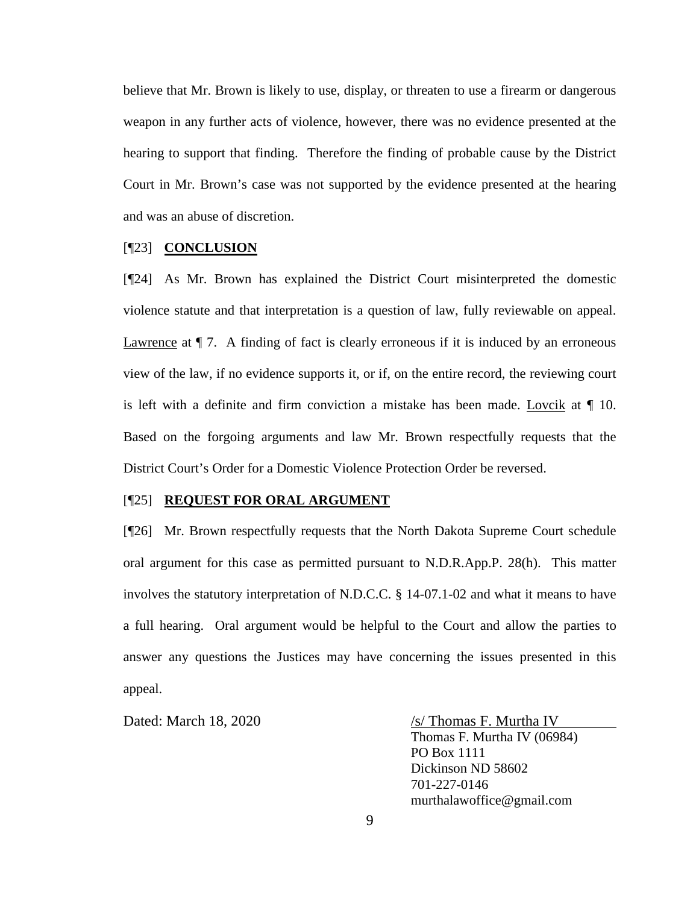believe that Mr. Brown is likely to use, display, or threaten to use a firearm or dangerous weapon in any further acts of violence, however, there was no evidence presented at the hearing to support that finding. Therefore the finding of probable cause by the District Court in Mr. Brown's case was not supported by the evidence presented at the hearing and was an abuse of discretion.

[¶23] **CONCLUSION**

[¶24] As Mr. Brown has explained the District Court misinterpreted the domestic violence statute and that interpretation is a question of law, fully reviewable on appeal. Lawrence at ¶ 7. A finding of fact is clearly erroneous if it is induced by an erroneous view of the law, if no evidence supports it, or if, on the entire record, the reviewing court is left with a definite and firm conviction a mistake has been made. Lovcik at ¶ 10. Based on the forgoing arguments and law Mr. Brown respectfully requests that the District Court's Order for a Domestic Violence Protection Order be reversed.

[¶25] **REQUEST FOR ORAL ARGUMENT**

[¶26] Mr. Brown respectfully requests that the North Dakota Supreme Court schedule oral argument for this case as permitted pursuant to N.D.R.App.P. 28(h). This matter involves the statutory interpretation of N.D.C.C. § 14-07.1-02 and what it means to have a full hearing. Oral argument would be helpful to the Court and allow the parties to answer any questions the Justices may have concerning the issues presented in this appeal.

Dated: March 18, 2020

/s/ Thomas F. Murtha IV
Thomas F. Murtha IV (06984)
PO Box 1111
Dickinson ND 58602
701-227-0146
murthalawoffice@gmail.com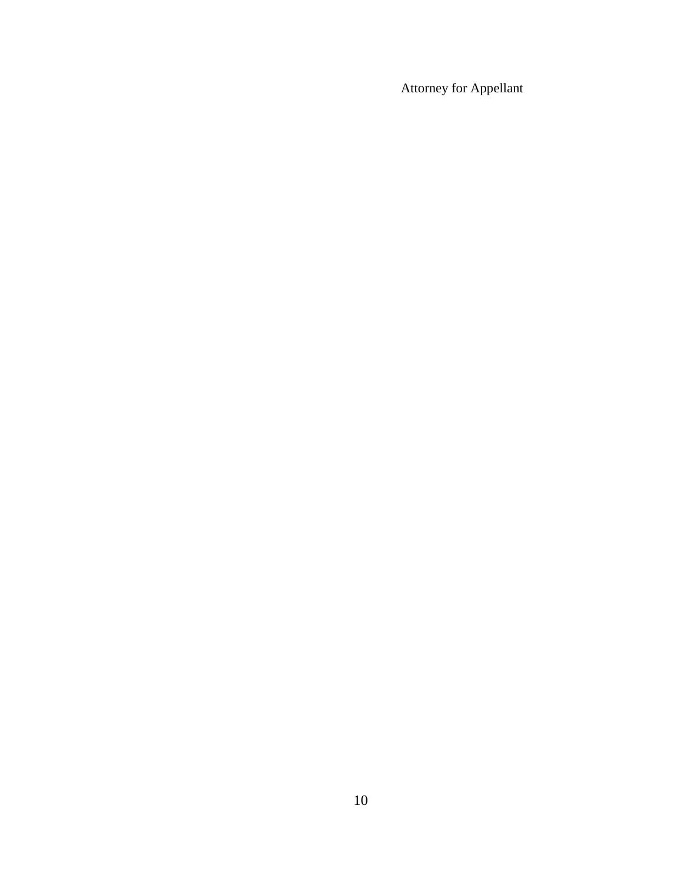Attorney for Appellant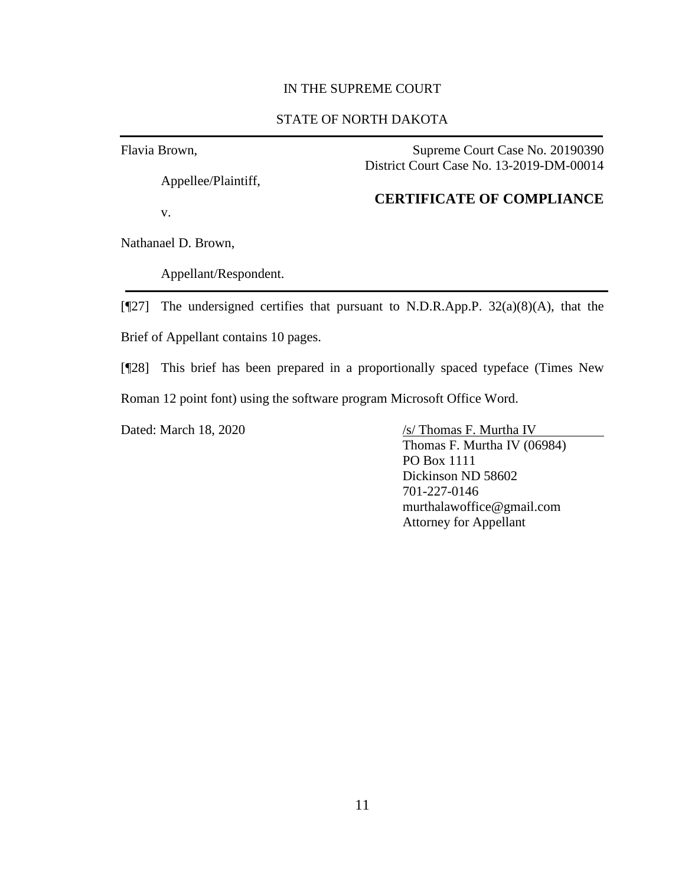IN THE SUPREME COURT

STATE OF NORTH DAKOTA

---

Flavia Brown,

Appellee/Plaintiff,

v.

Nathanael D. Brown,

Appellant/Respondent.

Supreme Court Case No. 20190390
District Court Case No. 13-2019-DM-00014

**CERTIFICATE OF COMPLIANCE**

---

[¶27] The undersigned certifies that pursuant to N.D.R.App.P. 32(a)(8)(A), that the Brief of Appellant contains 10 pages.

[¶28] This brief has been prepared in a proportionally spaced typeface (Times New Roman 12 point font) using the software program Microsoft Office Word.

Dated: March 18, 2020

/s/ Thomas F. Murtha IV
Thomas F. Murtha IV (06984)
PO Box 1111
Dickinson ND 58602
701-227-0146
murthalawoffice@gmail.com
Attorney for Appellant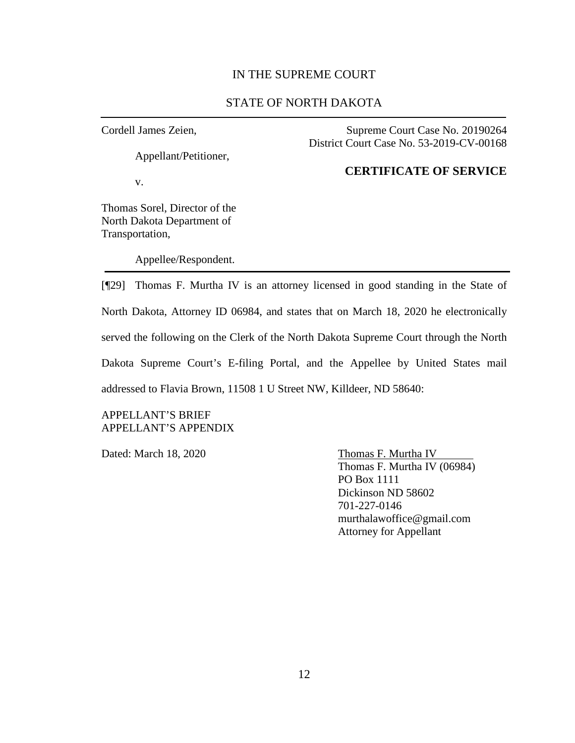IN THE SUPREME COURT

STATE OF NORTH DAKOTA

| | |
|---|---|
| Cordell James Zeien,<br><br>Appellant/Petitioner,<br><br>v.<br><br>Thomas Sorel, Director of the North Dakota Department of Transportation,<br><br>Appellee/Respondent. | Supreme Court Case No. 20190264<br>District Court Case No. 53-2019-CV-00168<br><br>**CERTIFICATE OF SERVICE** |

[¶29] Thomas F. Murtha IV is an attorney licensed in good standing in the State of North Dakota, Attorney ID 06984, and states that on March 18, 2020 he electronically served the following on the Clerk of the North Dakota Supreme Court through the North Dakota Supreme Court's E-filing Portal, and the Appellee by United States mail addressed to Flavia Brown, 11508 1 U Street NW, Killdeer, ND 58640:

APPELLANT'S BRIEF
APPELLANT'S APPENDIX

Dated: March 18, 2020

Thomas F. Murtha IV
Thomas F. Murtha IV (06984)
PO Box 1111
Dickinson ND 58602
701-227-0146
murthalawoffice@gmail.com
Attorney for Appellant